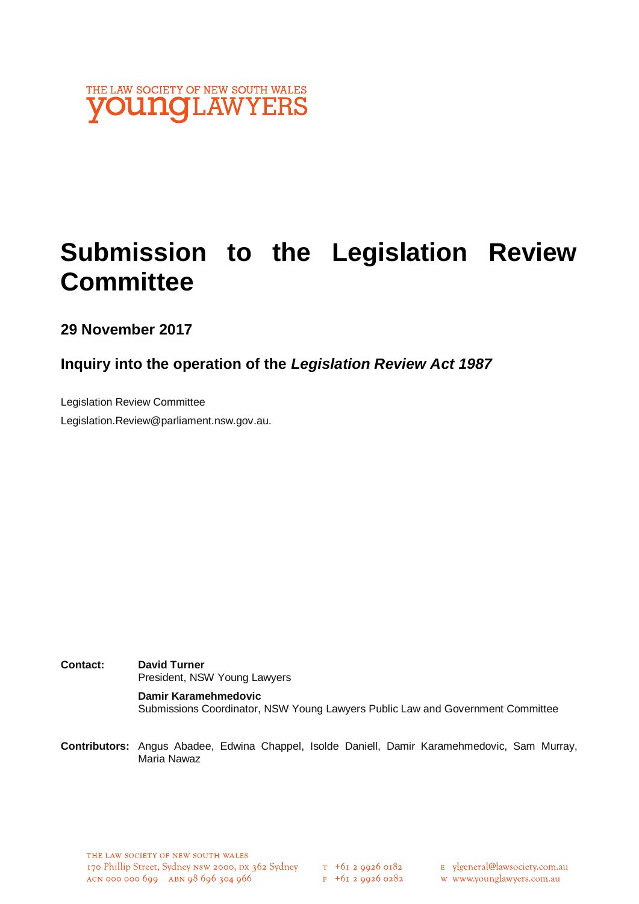THE LAW SOCIETY OF NEW SOUTH WALES
**young**LAWYERS

# Submission to the Legislation Review Committee

### 29 November 2017

### Inquiry into the operation of the *Legislation Review Act 1987*

Legislation Review Committee

Legislation.Review@parliament.nsw.gov.au.

**Contact:** **David Turner**
President, NSW Young Lawyers

**Damir Karamehmedovic**
Submissions Coordinator, NSW Young Lawyers Public Law and Government Committee

**Contributors:** Angus Abadee, Edwina Chappel, Isolde Daniell, Damir Karamehmedovic, Sam Murray, Maria Nawaz

THE LAW SOCIETY OF NEW SOUTH WALES
170 Phillip Street, Sydney NSW 2000, DX 362 Sydney
ACN 000 000 699 ABN 98 696 304 966

T +61 2 9926 0182
F +61 2 9926 0282

E ylgeneral@lawsociety.com.au
W www.younglawyers.com.au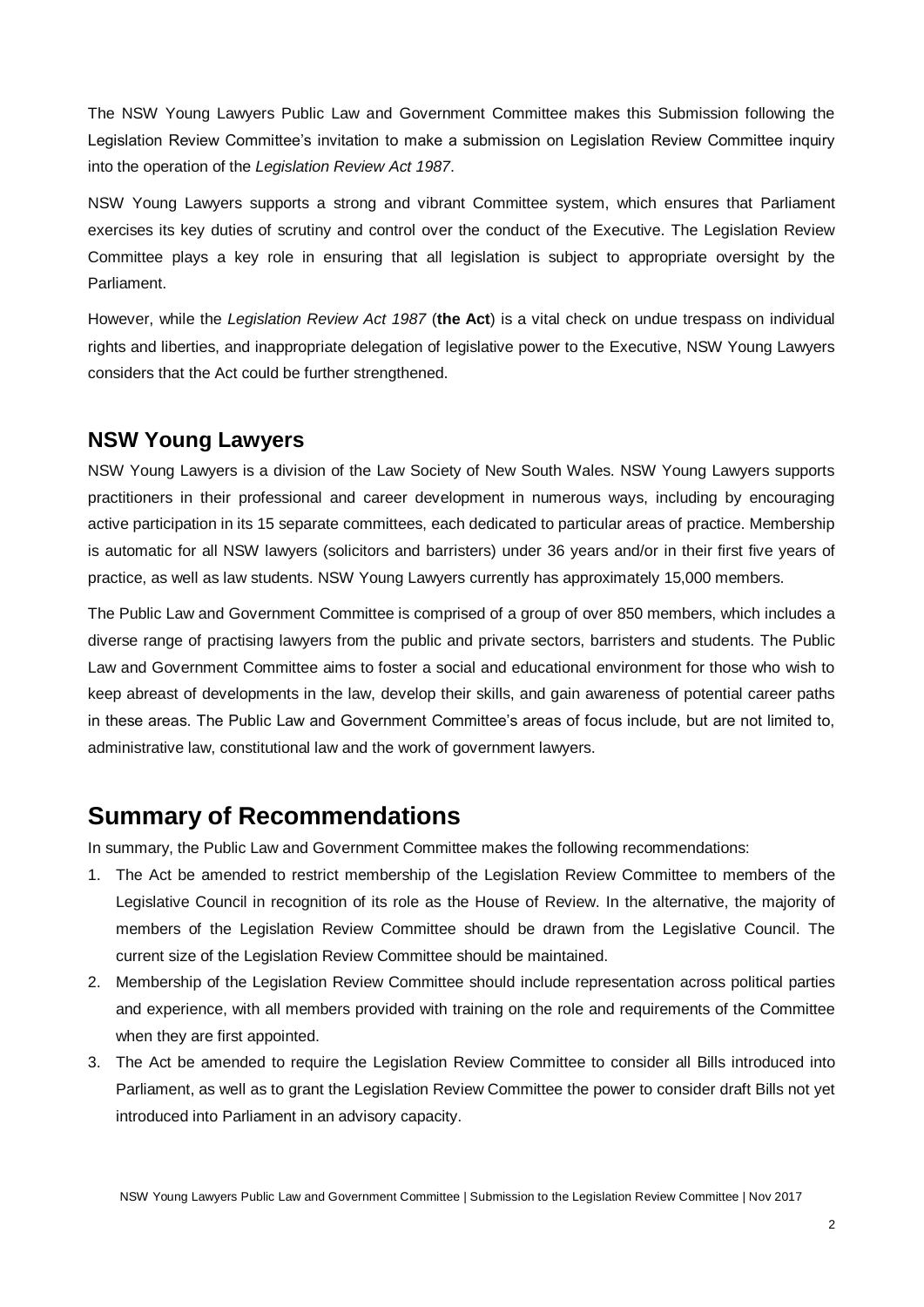The NSW Young Lawyers Public Law and Government Committee makes this Submission following the Legislation Review Committee's invitation to make a submission on Legislation Review Committee inquiry into the operation of the *Legislation Review Act 1987*.

NSW Young Lawyers supports a strong and vibrant Committee system, which ensures that Parliament exercises its key duties of scrutiny and control over the conduct of the Executive. The Legislation Review Committee plays a key role in ensuring that all legislation is subject to appropriate oversight by the Parliament.

However, while the *Legislation Review Act 1987* (**the Act**) is a vital check on undue trespass on individual rights and liberties, and inappropriate delegation of legislative power to the Executive, NSW Young Lawyers considers that the Act could be further strengthened.

## NSW Young Lawyers

NSW Young Lawyers is a division of the Law Society of New South Wales. NSW Young Lawyers supports practitioners in their professional and career development in numerous ways, including by encouraging active participation in its 15 separate committees, each dedicated to particular areas of practice. Membership is automatic for all NSW lawyers (solicitors and barristers) under 36 years and/or in their first five years of practice, as well as law students. NSW Young Lawyers currently has approximately 15,000 members.

The Public Law and Government Committee is comprised of a group of over 850 members, which includes a diverse range of practising lawyers from the public and private sectors, barristers and students. The Public Law and Government Committee aims to foster a social and educational environment for those who wish to keep abreast of developments in the law, develop their skills, and gain awareness of potential career paths in these areas. The Public Law and Government Committee's areas of focus include, but are not limited to, administrative law, constitutional law and the work of government lawyers.

# Summary of Recommendations

In summary, the Public Law and Government Committee makes the following recommendations:

1. The Act be amended to restrict membership of the Legislation Review Committee to members of the Legislative Council in recognition of its role as the House of Review. In the alternative, the majority of members of the Legislation Review Committee should be drawn from the Legislative Council. The current size of the Legislation Review Committee should be maintained.
2. Membership of the Legislation Review Committee should include representation across political parties and experience, with all members provided with training on the role and requirements of the Committee when they are first appointed.
3. The Act be amended to require the Legislation Review Committee to consider all Bills introduced into Parliament, as well as to grant the Legislation Review Committee the power to consider draft Bills not yet introduced into Parliament in an advisory capacity.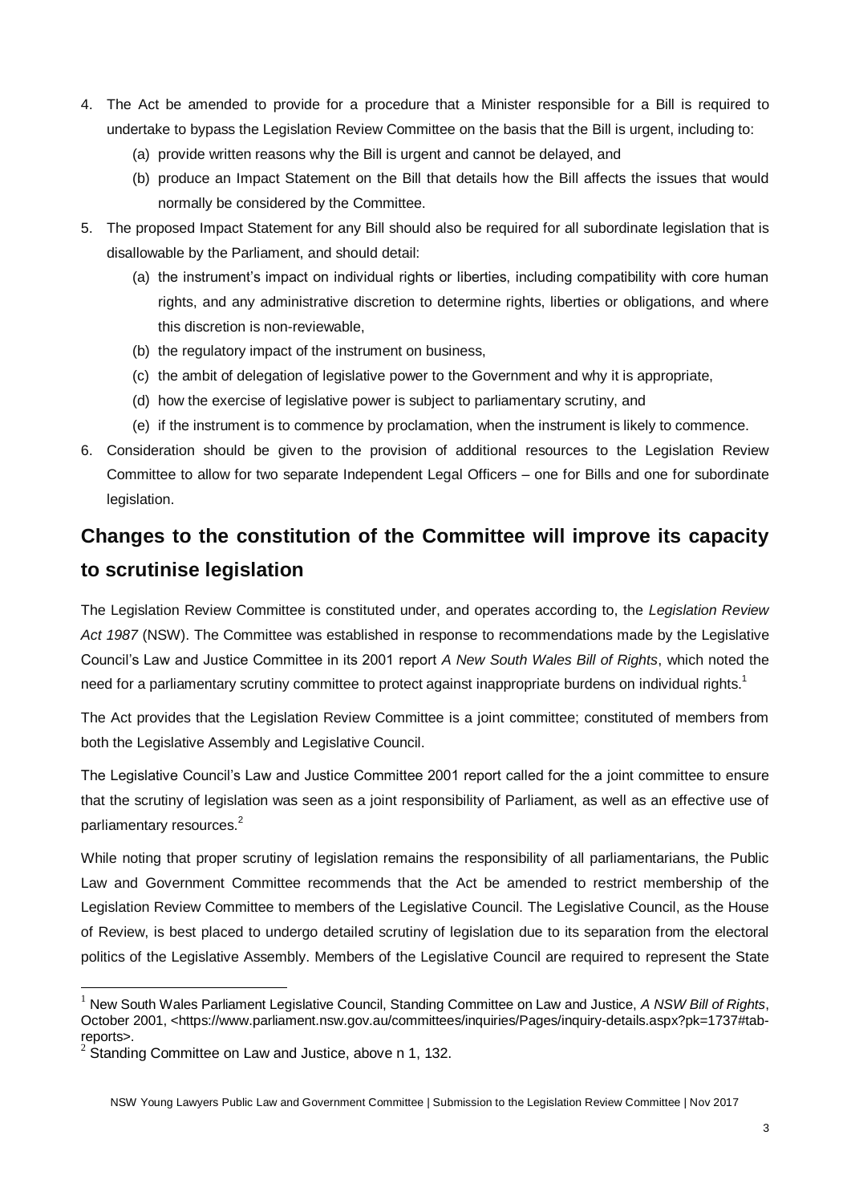4. The Act be amended to provide for a procedure that a Minister responsible for a Bill is required to undertake to bypass the Legislation Review Committee on the basis that the Bill is urgent, including to:
   (a) provide written reasons why the Bill is urgent and cannot be delayed, and
   (b) produce an Impact Statement on the Bill that details how the Bill affects the issues that would normally be considered by the Committee.
5. The proposed Impact Statement for any Bill should also be required for all subordinate legislation that is disallowable by the Parliament, and should detail:
   (a) the instrument's impact on individual rights or liberties, including compatibility with core human rights, and any administrative discretion to determine rights, liberties or obligations, and where this discretion is non-reviewable,
   (b) the regulatory impact of the instrument on business,
   (c) the ambit of delegation of legislative power to the Government and why it is appropriate,
   (d) how the exercise of legislative power is subject to parliamentary scrutiny, and
   (e) if the instrument is to commence by proclamation, when the instrument is likely to commence.
6. Consideration should be given to the provision of additional resources to the Legislation Review Committee to allow for two separate Independent Legal Officers – one for Bills and one for subordinate legislation.

## Changes to the constitution of the Committee will improve its capacity to scrutinise legislation

The Legislation Review Committee is constituted under, and operates according to, the *Legislation Review Act 1987* (NSW). The Committee was established in response to recommendations made by the Legislative Council's Law and Justice Committee in its 2001 report *A New South Wales Bill of Rights*, which noted the need for a parliamentary scrutiny committee to protect against inappropriate burdens on individual rights.[1]

The Act provides that the Legislation Review Committee is a joint committee; constituted of members from both the Legislative Assembly and Legislative Council.

The Legislative Council's Law and Justice Committee 2001 report called for the a joint committee to ensure that the scrutiny of legislation was seen as a joint responsibility of Parliament, as well as an effective use of parliamentary resources.[2]

While noting that proper scrutiny of legislation remains the responsibility of all parliamentarians, the Public Law and Government Committee recommends that the Act be amended to restrict membership of the Legislation Review Committee to members of the Legislative Council. The Legislative Council, as the House of Review, is best placed to undergo detailed scrutiny of legislation due to its separation from the electoral politics of the Legislative Assembly. Members of the Legislative Council are required to represent the State

---

[1] New South Wales Parliament Legislative Council, Standing Committee on Law and Justice, *A NSW Bill of Rights*, October 2001, <https://www.parliament.nsw.gov.au/committees/inquiries/Pages/inquiry-details.aspx?pk=1737#tab-reports>.

[2] Standing Committee on Law and Justice, above n 1, 132.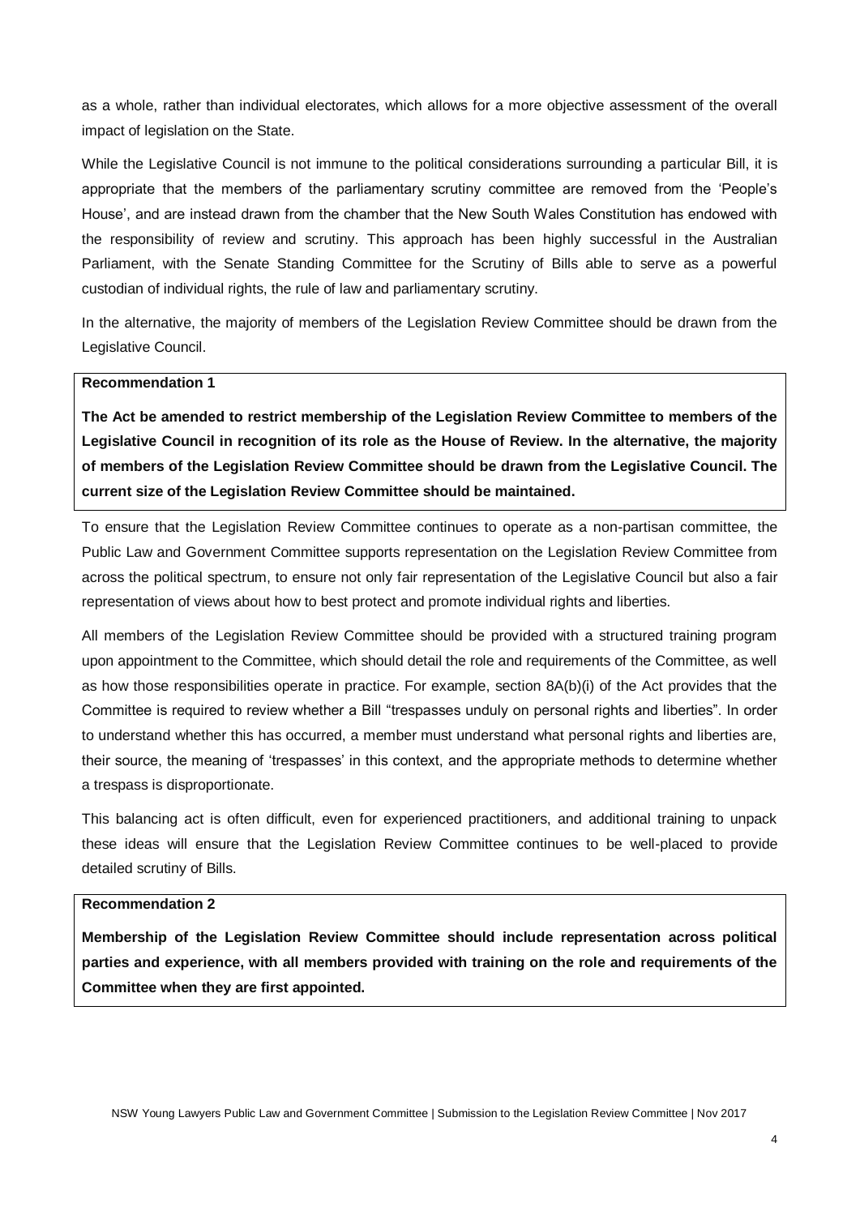as a whole, rather than individual electorates, which allows for a more objective assessment of the overall impact of legislation on the State.

While the Legislative Council is not immune to the political considerations surrounding a particular Bill, it is appropriate that the members of the parliamentary scrutiny committee are removed from the 'People's House', and are instead drawn from the chamber that the New South Wales Constitution has endowed with the responsibility of review and scrutiny. This approach has been highly successful in the Australian Parliament, with the Senate Standing Committee for the Scrutiny of Bills able to serve as a powerful custodian of individual rights, the rule of law and parliamentary scrutiny.

In the alternative, the majority of members of the Legislative Review Committee should be drawn from the Legislative Council.

> **Recommendation 1**
>
> **The Act be amended to restrict membership of the Legislation Review Committee to members of the Legislative Council in recognition of its role as the House of Review. In the alternative, the majority of members of the Legislation Review Committee should be drawn from the Legislative Council. The current size of the Legislation Review Committee should be maintained.**

To ensure that the Legislation Review Committee continues to operate as a non-partisan committee, the Public Law and Government Committee supports representation on the Legislation Review Committee from across the political spectrum, to ensure not only fair representation of the Legislative Council but also a fair representation of views about how to best protect and promote individual rights and liberties.

All members of the Legislation Review Committee should be provided with a structured training program upon appointment to the Committee, which should detail the role and requirements of the Committee, as well as how those responsibilities operate in practice. For example, section 8A(b)(i) of the Act provides that the Committee is required to review whether a Bill "trespasses unduly on personal rights and liberties". In order to understand whether this has occurred, a member must understand what personal rights and liberties are, their source, the meaning of 'trespasses' in this context, and the appropriate methods to determine whether a trespass is disproportionate.

This balancing act is often difficult, even for experienced practitioners, and additional training to unpack these ideas will ensure that the Legislation Review Committee continues to be well-placed to provide detailed scrutiny of Bills.

> **Recommendation 2**
>
> **Membership of the Legislation Review Committee should include representation across political parties and experience, with all members provided with training on the role and requirements of the Committee when they are first appointed.**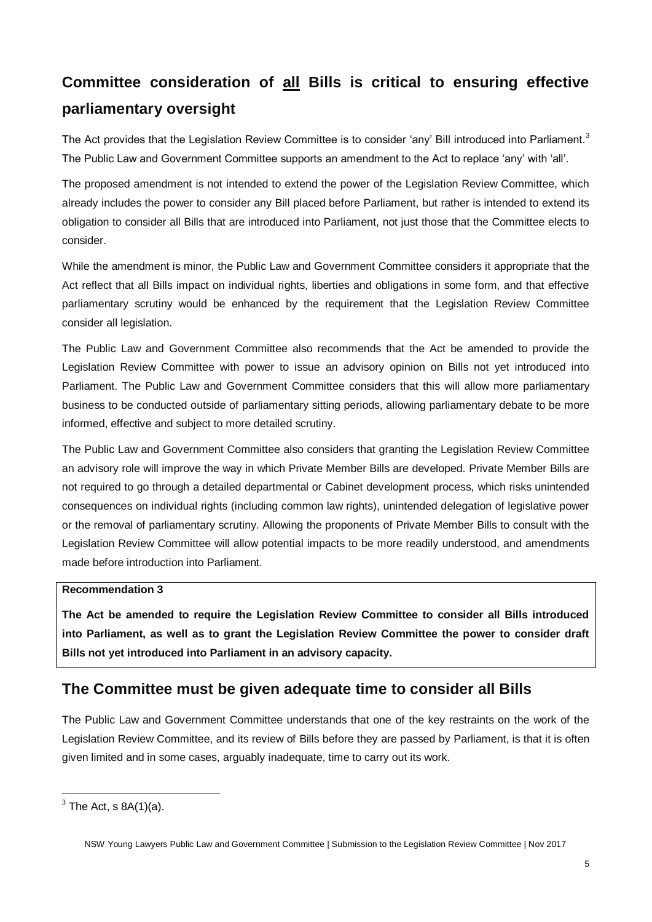## Committee consideration of <u>all</u> Bills is critical to ensuring effective parliamentary oversight

The Act provides that the Legislation Review Committee is to consider 'any' Bill introduced into Parliament.[3] The Public Law and Government Committee supports an amendment to the Act to replace 'any' with 'all'.

The proposed amendment is not intended to extend the power of the Legislation Review Committee, which already includes the power to consider any Bill placed before Parliament, but rather is intended to extend its obligation to consider all Bills that are introduced into Parliament, not just those that the Committee elects to consider.

While the amendment is minor, the Public Law and Government Committee considers it appropriate that the Act reflect that all Bills impact on individual rights, liberties and obligations in some form, and that effective parliamentary scrutiny would be enhanced by the requirement that the Legislation Review Committee consider all legislation.

The Public Law and Government Committee also recommends that the Act be amended to provide the Legislation Review Committee with power to issue an advisory opinion on Bills not yet introduced into Parliament. The Public Law and Government Committee considers that this will allow more parliamentary business to be conducted outside of parliamentary sitting periods, allowing parliamentary debate to be more informed, effective and subject to more detailed scrutiny.

The Public Law and Government Committee also considers that granting the Legislation Review Committee an advisory role will improve the way in which Private Member Bills are developed. Private Member Bills are not required to go through a detailed departmental or Cabinet development process, which risks unintended consequences on individual rights (including common law rights), unintended delegation of legislative power or the removal of parliamentary scrutiny. Allowing the proponents of Private Member Bills to consult with the Legislation Review Committee will allow potential impacts to be more readily understood, and amendments made before introduction into Parliament.

**Recommendation 3**

**The Act be amended to require the Legislation Review Committee to consider all Bills introduced into Parliament, as well as to grant the Legislation Review Committee the power to consider draft Bills not yet introduced into Parliament in an advisory capacity.**

## The Committee must be given adequate time to consider all Bills

The Public Law and Government Committee understands that one of the key restraints on the work of the Legislation Review Committee, and its review of Bills before they are passed by Parliament, is that it is often given limited and in some cases, arguably inadequate, time to carry out its work.

[3] The Act, s 8A(1)(a).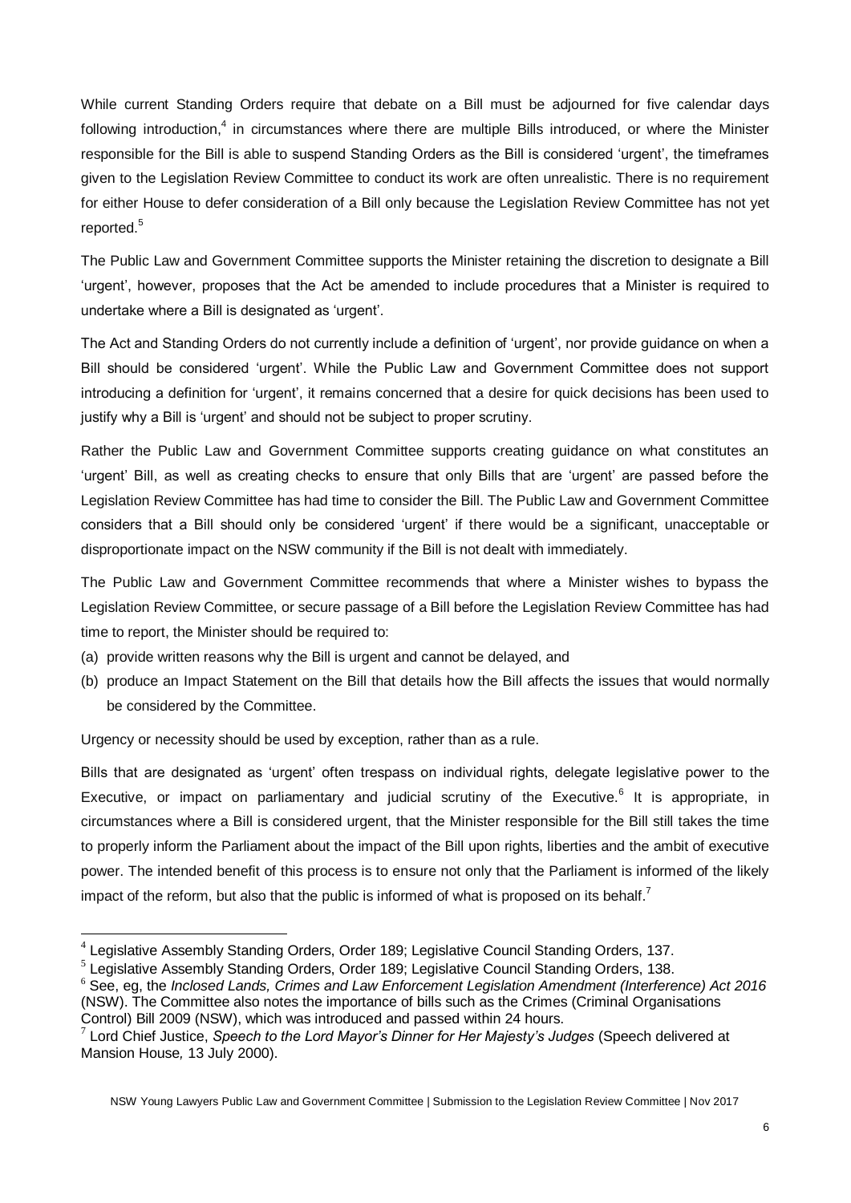While current Standing Orders require that debate on a Bill must be adjourned for five calendar days following introduction,[4] in circumstances where there are multiple Bills introduced, or where the Minister responsible for the Bill is able to suspend Standing Orders as the Bill is considered 'urgent', the timeframes given to the Legislation Review Committee to conduct its work are often unrealistic. There is no requirement for either House to defer consideration of a Bill only because the Legislation Review Committee has not yet reported.[5]

The Public Law and Government Committee supports the Minister retaining the discretion to designate a Bill 'urgent', however, proposes that the Act be amended to include procedures that a Minister is required to undertake where a Bill is designated as 'urgent'.

The Act and Standing Orders do not currently include a definition of 'urgent', nor provide guidance on when a Bill should be considered 'urgent'. While the Public Law and Government Committee does not support introducing a definition for 'urgent', it remains concerned that a desire for quick decisions has been used to justify why a Bill is 'urgent' and should not be subject to proper scrutiny.

Rather the Public Law and Government Committee supports creating guidance on what constitutes an 'urgent' Bill, as well as creating checks to ensure that only Bills that are 'urgent' are passed before the Legislation Review Committee has had time to consider the Bill. The Public Law and Government Committee considers that a Bill should only be considered 'urgent' if there would be a significant, unacceptable or disproportionate impact on the NSW community if the Bill is not dealt with immediately.

The Public Law and Government Committee recommends that where a Minister wishes to bypass the Legislation Review Committee, or secure passage of a Bill before the Legislation Review Committee has had time to report, the Minister should be required to:

(a) provide written reasons why the Bill is urgent and cannot be delayed, and
(b) produce an Impact Statement on the Bill that details how the Bill affects the issues that would normally be considered by the Committee.

Urgency or necessity should be used by exception, rather than as a rule.

Bills that are designated as 'urgent' often trespass on individual rights, delegate legislative power to the Executive, or impact on parliamentary and judicial scrutiny of the Executive.[6] It is appropriate, in circumstances where a Bill is considered urgent, that the Minister responsible for the Bill still takes the time to properly inform the Parliament about the impact of the Bill upon rights, liberties and the ambit of executive power. The intended benefit of this process is to ensure not only that the Parliament is informed of the likely impact of the reform, but also that the public is informed of what is proposed on its behalf.[7]

---

[4] Legislative Assembly Standing Orders, Order 189; Legislative Council Standing Orders, 137.

[5] Legislative Assembly Standing Orders, Order 189; Legislative Council Standing Orders, 138.

[6] See, eg, the *Inclosed Lands, Crimes and Law Enforcement Legislation Amendment (Interference) Act 2016* (NSW). The Committee also notes the importance of bills such as the Crimes (Criminal Organisations Control) Bill 2009 (NSW), which was introduced and passed within 24 hours.

[7] Lord Chief Justice, *Speech to the Lord Mayor's Dinner for Her Majesty's Judges* (Speech delivered at Mansion House*,* 13 July 2000).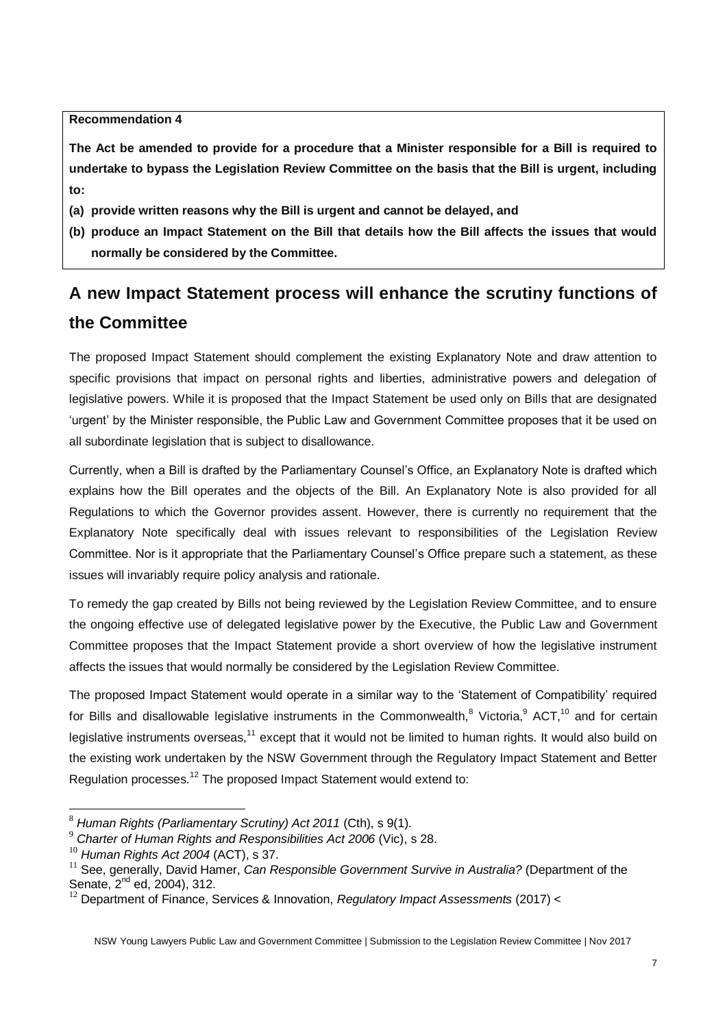**Recommendation 4**

**The Act be amended to provide for a procedure that a Minister responsible for a Bill is required to undertake to bypass the Legislation Review Committee on the basis that the Bill is urgent, including to:**

**(a) provide written reasons why the Bill is urgent and cannot be delayed, and**

**(b) produce an Impact Statement on the Bill that details how the Bill affects the issues that would normally be considered by the Committee.**

## A new Impact Statement process will enhance the scrutiny functions of the Committee

The proposed Impact Statement should complement the existing Explanatory Note and draw attention to specific provisions that impact on personal rights and liberties, administrative powers and delegation of legislative powers. While it is proposed that the Impact Statement be used only on Bills that are designated 'urgent' by the Minister responsible, the Public Law and Government Committee proposes that it be used on all subordinate legislation that is subject to disallowance.

Currently, when a Bill is drafted by the Parliamentary Counsel's Office, an Explanatory Note is drafted which explains how the Bill operates and the objects of the Bill. An Explanatory Note is also provided for all Regulations to which the Governor provides assent. However, there is currently no requirement that the Explanatory Note specifically deal with issues relevant to responsibilities of the Legislation Review Committee. Nor is it appropriate that the Parliamentary Counsel's Office prepare such a statement, as these issues will invariably require policy analysis and rationale.

To remedy the gap created by Bills not being reviewed by the Legislation Review Committee, and to ensure the ongoing effective use of delegated legislative power by the Executive, the Public Law and Government Committee proposes that the Impact Statement provide a short overview of how the legislative instrument affects the issues that would normally be considered by the Legislation Review Committee.

The proposed Impact Statement would operate in a similar way to the 'Statement of Compatibility' required for Bills and disallowable legislative instruments in the Commonwealth,[8] Victoria,[9] ACT,[10] and for certain legislative instruments overseas,[11] except that it would not be limited to human rights. It would also build on the existing work undertaken by the NSW Government through the Regulatory Impact Statement and Better Regulation processes.[12] The proposed Impact Statement would extend to:

---

[8] *Human Rights (Parliamentary Scrutiny) Act 2011* (Cth), s 9(1).

[9] *Charter of Human Rights and Responsibilities Act 2006* (Vic), s 28.

[10] *Human Rights Act 2004* (ACT), s 37.

[11] See, generally, David Hamer, *Can Responsible Government Survive in Australia?* (Department of the Senate, 2nd ed, 2004), 312.

[12] Department of Finance, Services & Innovation, *Regulatory Impact Assessments* (2017) <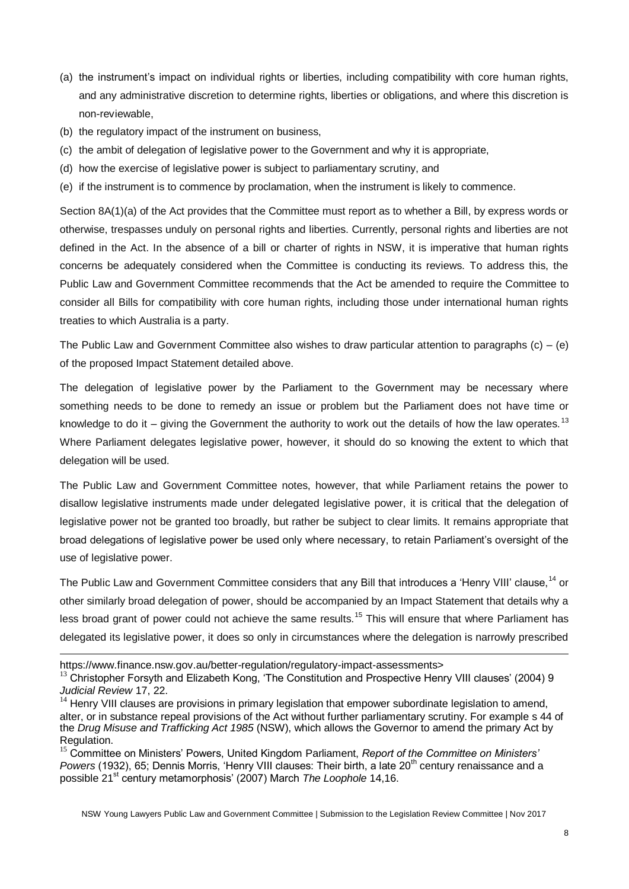(a) the instrument's impact on individual rights or liberties, including compatibility with core human rights, and any administrative discretion to determine rights, liberties or obligations, and where this discretion is non-reviewable,

(b) the regulatory impact of the instrument on business,

(c) the ambit of delegation of legislative power to the Government and why it is appropriate,

(d) how the exercise of legislative power is subject to parliamentary scrutiny, and

(e) if the instrument is to commence by proclamation, when the instrument is likely to commence.

Section 8A(1)(a) of the Act provides that the Committee must report as to whether a Bill, by express words or otherwise, trespasses unduly on personal rights and liberties. Currently, personal rights and liberties are not defined in the Act. In the absence of a bill or charter of rights in NSW, it is imperative that human rights concerns be adequately considered when the Committee is conducting its reviews. To address this, the Public Law and Government Committee recommends that the Act be amended to require the Committee to consider all Bills for compatibility with core human rights, including those under international human rights treaties to which Australia is a party.

The Public Law and Government Committee also wishes to draw particular attention to paragraphs (c) – (e) of the proposed Impact Statement detailed above.

The delegation of legislative power by the Parliament to the Government may be necessary where something needs to be done to remedy an issue or problem but the Parliament does not have time or knowledge to do it – giving the Government the authority to work out the details of how the law operates.[13] Where Parliament delegates legislative power, however, it should do so knowing the extent to which that delegation will be used.

The Public Law and Government Committee notes, however, that while Parliament retains the power to disallow legislative instruments made under delegated legislative power, it is critical that the delegation of legislative power not be granted too broadly, but rather be subject to clear limits. It remains appropriate that broad delegations of legislative power be used only where necessary, to retain Parliament's oversight of the use of legislative power.

The Public Law and Government Committee considers that any Bill that introduces a 'Henry VIII' clause,[14] or other similarly broad delegation of power, should be accompanied by an Impact Statement that details why a less broad grant of power could not achieve the same results.[15] This will ensure that where Parliament has delegated its legislative power, it does so only in circumstances where the delegation is narrowly prescribed

---

https://www.finance.nsw.gov.au/better-regulation/regulatory-impact-assessments>

[13] Christopher Forsyth and Elizabeth Kong, 'The Constitution and Prospective Henry VIII clauses' (2004) 9 *Judicial Review* 17, 22.

[14] Henry VIII clauses are provisions in primary legislation that empower subordinate legislation to amend, alter, or in substance repeal provisions of the Act without further parliamentary scrutiny. For example s 44 of the *Drug Misuse and Trafficking Act 1985* (NSW), which allows the Governor to amend the primary Act by Regulation.

[15] Committee on Ministers' Powers, United Kingdom Parliament, *Report of the Committee on Ministers' Powers* (1932), 65; Dennis Morris, 'Henry VIII clauses: Their birth, a late 20th century renaissance and a possible 21st century metamorphosis' (2007) March *The Loophole* 14,16.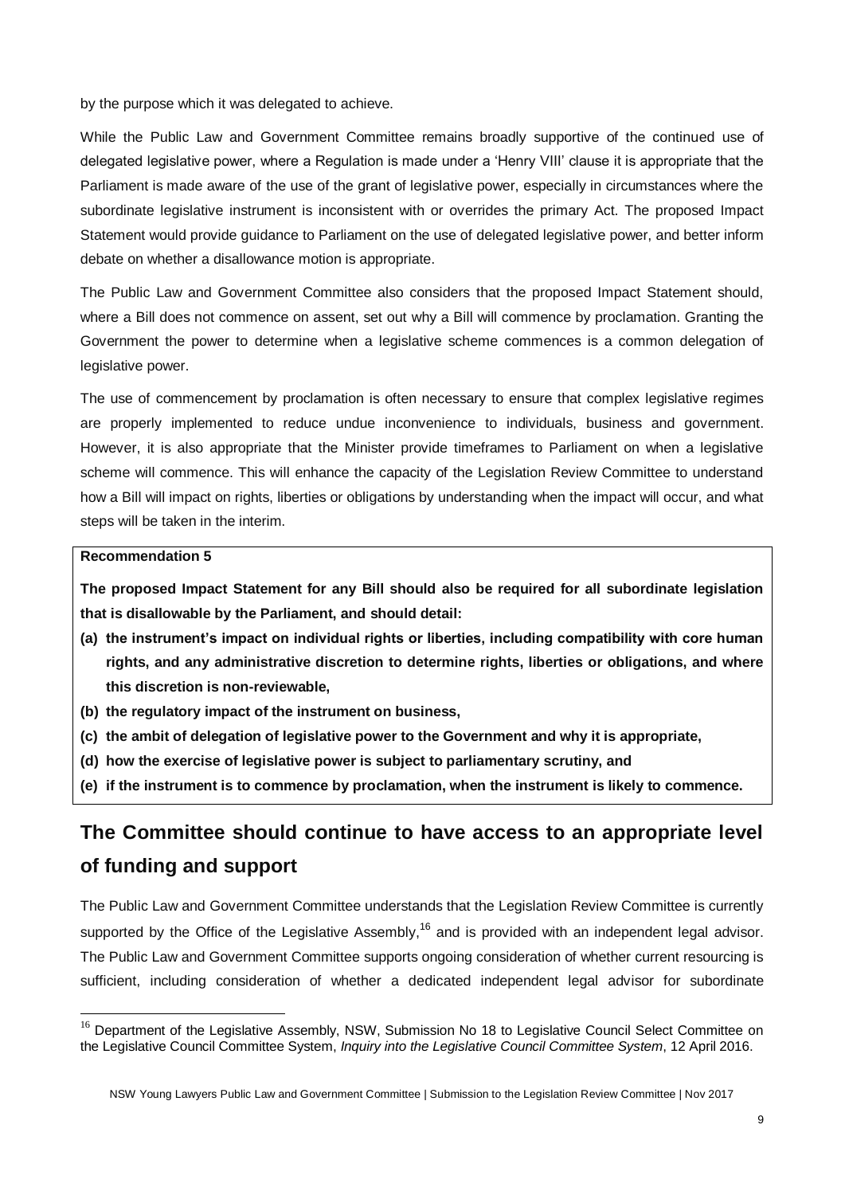by the purpose which it was delegated to achieve.

While the Public Law and Government Committee remains broadly supportive of the continued use of delegated legislative power, where a Regulation is made under a 'Henry VIII' clause it is appropriate that the Parliament is made aware of the use of the grant of legislative power, especially in circumstances where the subordinate legislative instrument is inconsistent with or overrides the primary Act. The proposed Impact Statement would provide guidance to Parliament on the use of delegated legislative power, and better inform debate on whether a disallowance motion is appropriate.

The Public Law and Government Committee also considers that the proposed Impact Statement should, where a Bill does not commence on assent, set out why a Bill will commence by proclamation. Granting the Government the power to determine when a legislative scheme commences is a common delegation of legislative power.

The use of commencement by proclamation is often necessary to ensure that complex legislative regimes are properly implemented to reduce undue inconvenience to individuals, business and government. However, it is also appropriate that the Minister provide timeframes to Parliament on when a legislative scheme will commence. This will enhance the capacity of the Legislation Review Committee to understand how a Bill will impact on rights, liberties or obligations by understanding when the impact will occur, and what steps will be taken in the interim.

**Recommendation 5**

**The proposed Impact Statement for any Bill should also be required for all subordinate legislation that is disallowable by the Parliament, and should detail:**

- **(a) the instrument's impact on individual rights or liberties, including compatibility with core human rights, and any administrative discretion to determine rights, liberties or obligations, and where this discretion is non-reviewable,**
- **(b) the regulatory impact of the instrument on business,**
- **(c) the ambit of delegation of legislative power to the Government and why it is appropriate,**
- **(d) how the exercise of legislative power is subject to parliamentary scrutiny, and**
- **(e) if the instrument is to commence by proclamation, when the instrument is likely to commence.**

## The Committee should continue to have access to an appropriate level of funding and support

The Public Law and Government Committee understands that the Legislation Review Committee is currently supported by the Office of the Legislative Assembly,[16] and is provided with an independent legal advisor. The Public Law and Government Committee supports ongoing consideration of whether current resourcing is sufficient, including consideration of whether a dedicated independent legal advisor for subordinate

[16] Department of the Legislative Assembly, NSW, Submission No 18 to Legislative Council Select Committee on the Legislative Council Committee System, *Inquiry into the Legislative Council Committee System*, 12 April 2016.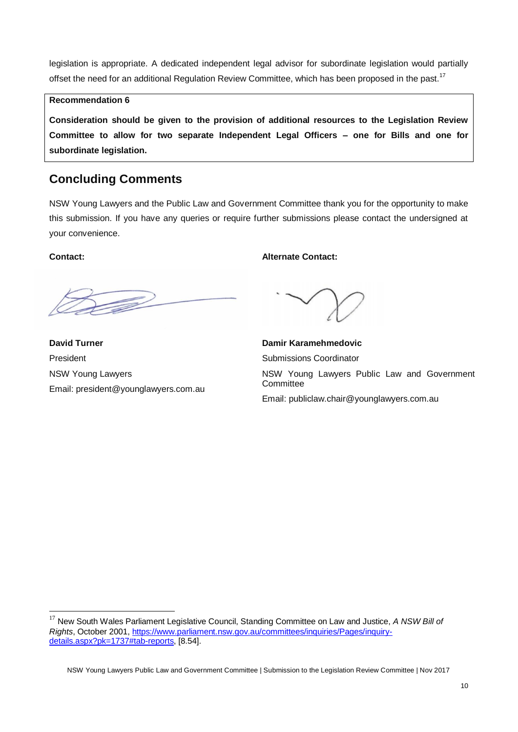legislation is appropriate. A dedicated independent legal advisor for subordinate legislation would partially offset the need for an additional Regulation Review Committee, which has been proposed in the past.[17]

**Recommendation 6**

**Consideration should be given to the provision of additional resources to the Legislation Review Committee to allow for two separate Independent Legal Officers – one for Bills and one for subordinate legislation.**

## Concluding Comments

NSW Young Lawyers and the Public Law and Government Committee thank you for the opportunity to make this submission. If you have any queries or require further submissions please contact the undersigned at your convenience.

**Contact:**

**David Turner**
President
NSW Young Lawyers
Email: president@younglawyers.com.au

**Alternate Contact:**

**Damir Karamehmedovic**
Submissions Coordinator
NSW Young Lawyers Public Law and Government Committee
Email: publiclaw.chair@younglawyers.com.au

---

[17] New South Wales Parliament Legislative Council, Standing Committee on Law and Justice, *A NSW Bill of Rights*, October 2001, https://www.parliament.nsw.gov.au/committees/inquiries/Pages/inquiry-details.aspx?pk=1737#tab-reports, [8.54].